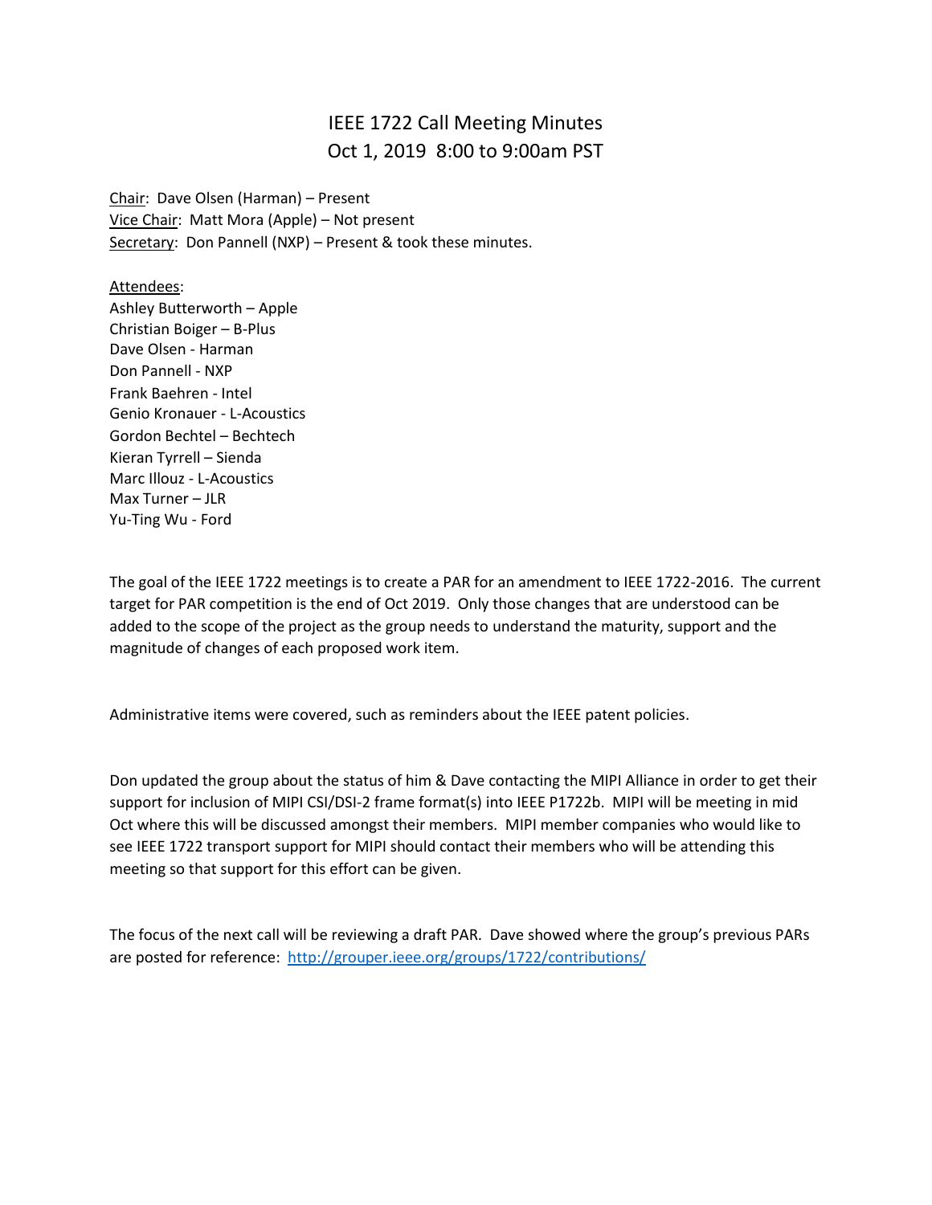# IEEE 1722 Call Meeting Minutes
# Oct 1, 2019 8:00 to 9:00am PST

Chair: Dave Olsen (Harman) – Present
Vice Chair: Matt Mora (Apple) – Not present
Secretary: Don Pannell (NXP) – Present & took these minutes.

Attendees:
Ashley Butterworth – Apple
Christian Boiger – B-Plus
Dave Olsen - Harman
Don Pannell - NXP
Frank Baehren - Intel
Genio Kronauer - L-Acoustics
Gordon Bechtel – Bechtech
Kieran Tyrrell – Sienda
Marc Illouz - L-Acoustics
Max Turner – JLR
Yu-Ting Wu - Ford

The goal of the IEEE 1722 meetings is to create a PAR for an amendment to IEEE 1722-2016. The current target for PAR competition is the end of Oct 2019. Only those changes that are understood can be added to the scope of the project as the group needs to understand the maturity, support and the magnitude of changes of each proposed work item.

Administrative items were covered, such as reminders about the IEEE patent policies.

Don updated the group about the status of him & Dave contacting the MIPI Alliance in order to get their support for inclusion of MIPI CSI/DSI-2 frame format(s) into IEEE P1722b. MIPI will be meeting in mid Oct where this will be discussed amongst their members. MIPI member companies who would like to see IEEE 1722 transport support for MIPI should contact their members who will be attending this meeting so that support for this effort can be given.

The focus of the next call will be reviewing a draft PAR. Dave showed where the group's previous PARs are posted for reference: http://grouper.ieee.org/groups/1722/contributions/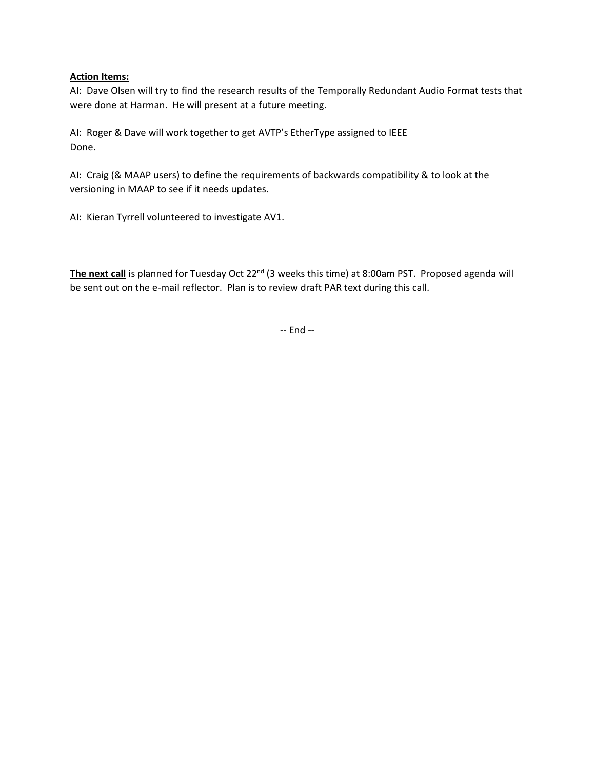**Action Items:**

AI: Dave Olsen will try to find the research results of the Temporally Redundant Audio Format tests that were done at Harman. He will present at a future meeting.

AI: Roger & Dave will work together to get AVTP's EtherType assigned to IEEE
Done.

AI: Craig (& MAAP users) to define the requirements of backwards compatibility & to look at the versioning in MAAP to see if it needs updates.

AI: Kieran Tyrrell volunteered to investigate AV1.

**The next call** is planned for Tuesday Oct 22nd (3 weeks this time) at 8:00am PST. Proposed agenda will be sent out on the e-mail reflector. Plan is to review draft PAR text during this call.

-- End --